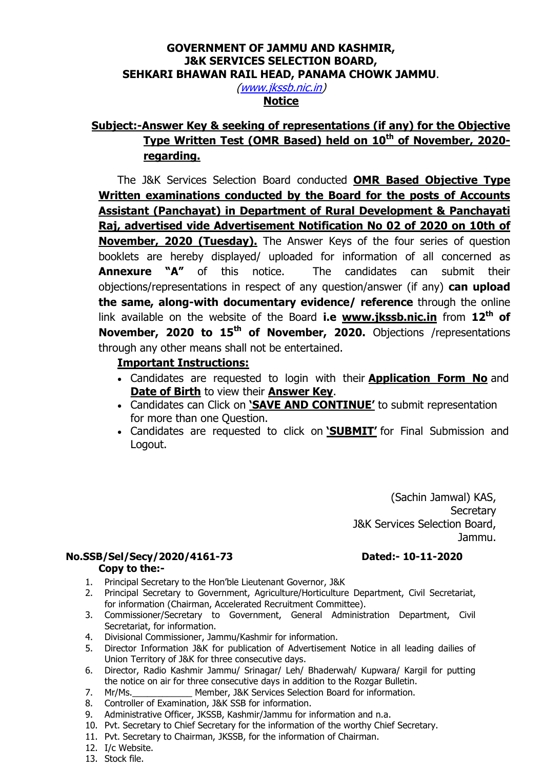**GOVERNMENT OF JAMMU AND KASHMIR,**
**J&K SERVICES SELECTION BOARD,**
**SEHKARI BHAWAN RAIL HEAD, PANAMA CHOWK JAMMU.**

*(www.jkssb.nic.in)*

**Notice**

**Subject:-Answer Key & seeking of representations (if any) for the Objective Type Written Test (OMR Based) held on 10th of November, 2020-regarding.**

The J&K Services Selection Board conducted **OMR Based Objective Type Written examinations conducted by the Board for the posts of Accounts Assistant (Panchayat) in Department of Rural Development & Panchayati Raj, advertised vide Advertisement Notification No 02 of 2020 on 10th of November, 2020 (Tuesday).** The Answer Keys of the four series of question booklets are hereby displayed/ uploaded for information of all concerned as **Annexure "A"** of this notice. The candidates can submit their objections/representations in respect of any question/answer (if any) **can upload the same, along-with documentary evidence/ reference** through the online link available on the website of the Board **i.e www.jkssb.nic.in** from **12th of November, 2020 to 15th of November, 2020.** Objections /representations through any other means shall not be entertained.

**Important Instructions:**

- Candidates are requested to login with their **Application Form No** and **Date of Birth** to view their **Answer Key**.
- Candidates can Click on **'SAVE AND CONTINUE'** to submit representation for more than one Question.
- Candidates are requested to click on **'SUBMIT'** for Final Submission and Logout.

(Sachin Jamwal) KAS,
Secretary
J&K Services Selection Board,
Jammu.

**No.SSB/Sel/Secy/2020/4161-73** **Dated:- 10-11-2020**

**Copy to the:-**

1. Principal Secretary to the Hon'ble Lieutenant Governor, J&K
2. Principal Secretary to Government, Agriculture/Horticulture Department, Civil Secretariat, for information (Chairman, Accelerated Recruitment Committee).
3. Commissioner/Secretary to Government, General Administration Department, Civil Secretariat, for information.
4. Divisional Commissioner, Jammu/Kashmir for information.
5. Director Information J&K for publication of Advertisement Notice in all leading dailies of Union Territory of J&K for three consecutive days.
6. Director, Radio Kashmir Jammu/ Srinagar/ Leh/ Bhaderwah/ Kupwara/ Kargil for putting the notice on air for three consecutive days in addition to the Rozgar Bulletin.
7. Mr/Ms.____________ Member, J&K Services Selection Board for information.
8. Controller of Examination, J&K SSB for information.
9. Administrative Officer, JKSSB, Kashmir/Jammu for information and n.a.
10. Pvt. Secretary to Chief Secretary for the information of the worthy Chief Secretary.
11. Pvt. Secretary to Chairman, JKSSB, for the information of Chairman.
12. I/c Website.
13. Stock file.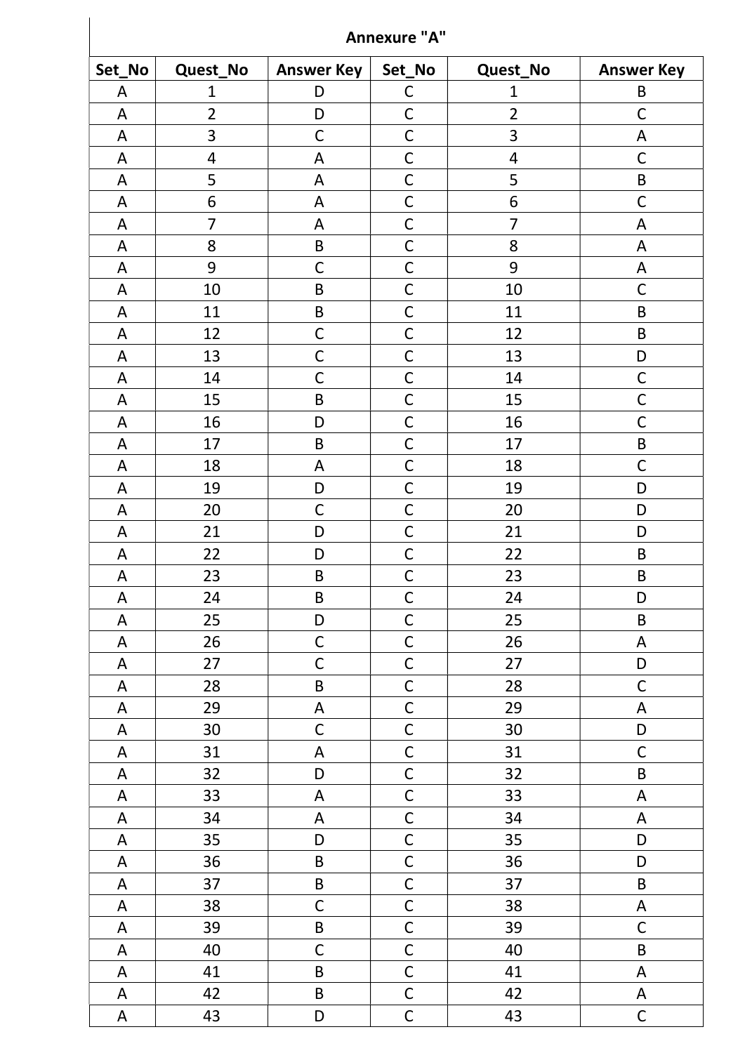## Annexure "A"

| Set_No | Quest_No | Answer Key | Set_No | Quest_No | Answer Key |
|---|---|---|---|---|---|
| A | 1 | D | C | 1 | B |
| A | 2 | D | C | 2 | C |
| A | 3 | C | C | 3 | A |
| A | 4 | A | C | 4 | C |
| A | 5 | A | C | 5 | B |
| A | 6 | A | C | 6 | C |
| A | 7 | A | C | 7 | A |
| A | 8 | B | C | 8 | A |
| A | 9 | C | C | 9 | A |
| A | 10 | B | C | 10 | C |
| A | 11 | B | C | 11 | B |
| A | 12 | C | C | 12 | B |
| A | 13 | C | C | 13 | D |
| A | 14 | C | C | 14 | C |
| A | 15 | B | C | 15 | C |
| A | 16 | D | C | 16 | C |
| A | 17 | B | C | 17 | B |
| A | 18 | A | C | 18 | C |
| A | 19 | D | C | 19 | D |
| A | 20 | C | C | 20 | D |
| A | 21 | D | C | 21 | D |
| A | 22 | D | C | 22 | B |
| A | 23 | B | C | 23 | B |
| A | 24 | B | C | 24 | D |
| A | 25 | D | C | 25 | B |
| A | 26 | C | C | 26 | A |
| A | 27 | C | C | 27 | D |
| A | 28 | B | C | 28 | C |
| A | 29 | A | C | 29 | A |
| A | 30 | C | C | 30 | D |
| A | 31 | A | C | 31 | C |
| A | 32 | D | C | 32 | B |
| A | 33 | A | C | 33 | A |
| A | 34 | A | C | 34 | A |
| A | 35 | D | C | 35 | D |
| A | 36 | B | C | 36 | D |
| A | 37 | B | C | 37 | B |
| A | 38 | C | C | 38 | A |
| A | 39 | B | C | 39 | C |
| A | 40 | C | C | 40 | B |
| A | 41 | B | C | 41 | A |
| A | 42 | B | C | 42 | A |
| A | 43 | D | C | 43 | C |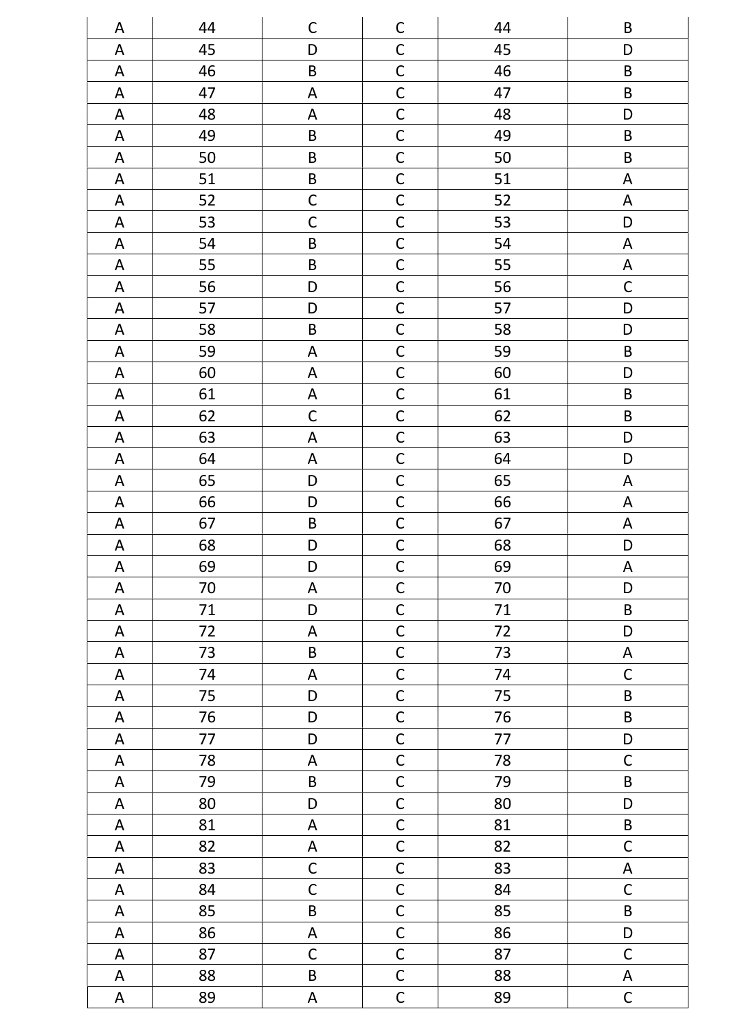| A | 44 | C | C | 44 | B |
|---|---|---|---|---|---|
| A | 45 | D | C | 45 | D |
| A | 46 | B | C | 46 | B |
| A | 47 | A | C | 47 | B |
| A | 48 | A | C | 48 | D |
| A | 49 | B | C | 49 | B |
| A | 50 | B | C | 50 | B |
| A | 51 | B | C | 51 | A |
| A | 52 | C | C | 52 | A |
| A | 53 | C | C | 53 | D |
| A | 54 | B | C | 54 | A |
| A | 55 | B | C | 55 | A |
| A | 56 | D | C | 56 | C |
| A | 57 | D | C | 57 | D |
| A | 58 | B | C | 58 | D |
| A | 59 | A | C | 59 | B |
| A | 60 | A | C | 60 | D |
| A | 61 | A | C | 61 | B |
| A | 62 | C | C | 62 | B |
| A | 63 | A | C | 63 | D |
| A | 64 | A | C | 64 | D |
| A | 65 | D | C | 65 | A |
| A | 66 | D | C | 66 | A |
| A | 67 | B | C | 67 | A |
| A | 68 | D | C | 68 | D |
| A | 69 | D | C | 69 | A |
| A | 70 | A | C | 70 | D |
| A | 71 | D | C | 71 | B |
| A | 72 | A | C | 72 | D |
| A | 73 | B | C | 73 | A |
| A | 74 | A | C | 74 | C |
| A | 75 | D | C | 75 | B |
| A | 76 | D | C | 76 | B |
| A | 77 | D | C | 77 | D |
| A | 78 | A | C | 78 | C |
| A | 79 | B | C | 79 | B |
| A | 80 | D | C | 80 | D |
| A | 81 | A | C | 81 | B |
| A | 82 | A | C | 82 | C |
| A | 83 | C | C | 83 | A |
| A | 84 | C | C | 84 | C |
| A | 85 | B | C | 85 | B |
| A | 86 | A | C | 86 | D |
| A | 87 | C | C | 87 | C |
| A | 88 | B | C | 88 | A |
| A | 89 | A | C | 89 | C |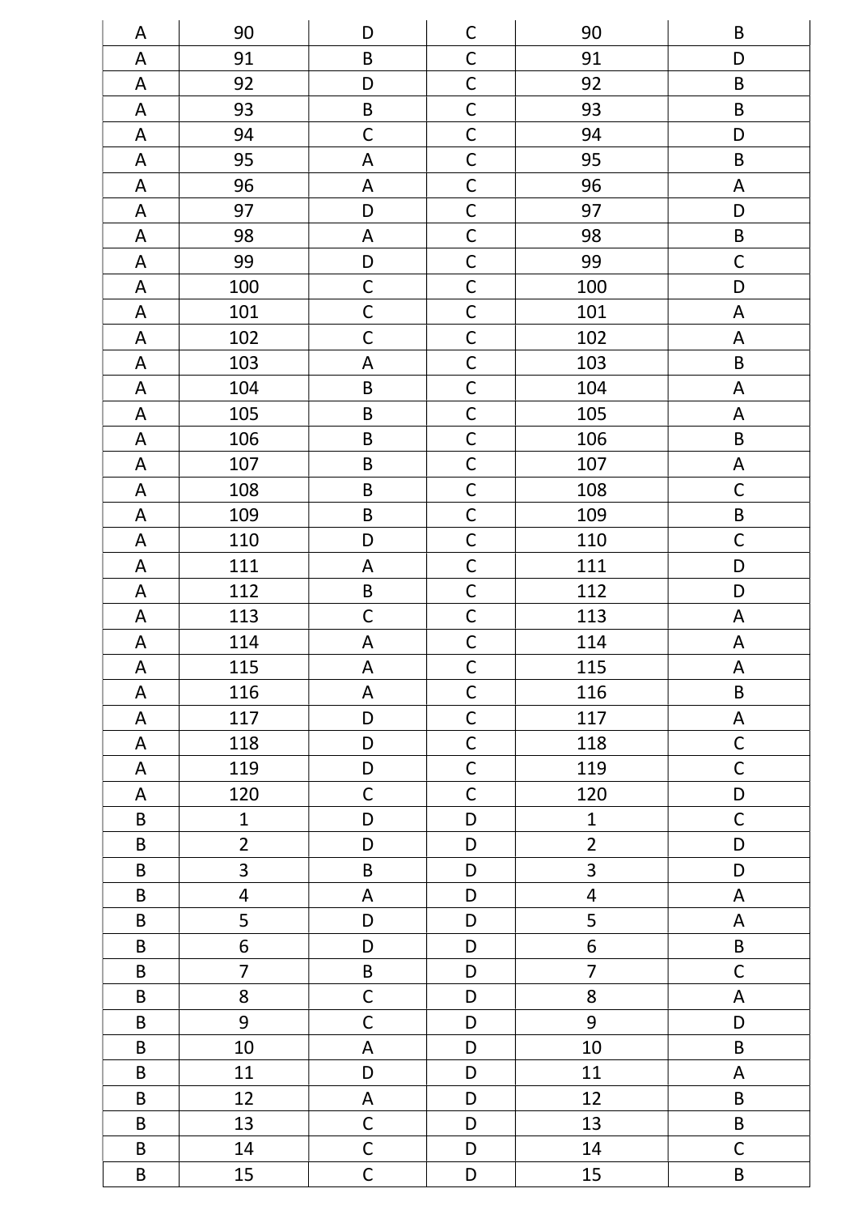| A | 90 | D | C | 90 | B |
|---|---|---|---|---|---|
| A | 91 | B | C | 91 | D |
| A | 92 | D | C | 92 | B |
| A | 93 | B | C | 93 | B |
| A | 94 | C | C | 94 | D |
| A | 95 | A | C | 95 | B |
| A | 96 | A | C | 96 | A |
| A | 97 | D | C | 97 | D |
| A | 98 | A | C | 98 | B |
| A | 99 | D | C | 99 | C |
| A | 100 | C | C | 100 | D |
| A | 101 | C | C | 101 | A |
| A | 102 | C | C | 102 | A |
| A | 103 | A | C | 103 | B |
| A | 104 | B | C | 104 | A |
| A | 105 | B | C | 105 | A |
| A | 106 | B | C | 106 | B |
| A | 107 | B | C | 107 | A |
| A | 108 | B | C | 108 | C |
| A | 109 | B | C | 109 | B |
| A | 110 | D | C | 110 | C |
| A | 111 | A | C | 111 | D |
| A | 112 | B | C | 112 | D |
| A | 113 | C | C | 113 | A |
| A | 114 | A | C | 114 | A |
| A | 115 | A | C | 115 | A |
| A | 116 | A | C | 116 | B |
| A | 117 | D | C | 117 | A |
| A | 118 | D | C | 118 | C |
| A | 119 | D | C | 119 | C |
| A | 120 | C | C | 120 | D |
| B | 1 | D | D | 1 | C |
| B | 2 | D | D | 2 | D |
| B | 3 | B | D | 3 | D |
| B | 4 | A | D | 4 | A |
| B | 5 | D | D | 5 | A |
| B | 6 | D | D | 6 | B |
| B | 7 | B | D | 7 | C |
| B | 8 | C | D | 8 | A |
| B | 9 | C | D | 9 | D |
| B | 10 | A | D | 10 | B |
| B | 11 | D | D | 11 | A |
| B | 12 | A | D | 12 | B |
| B | 13 | C | D | 13 | B |
| B | 14 | C | D | 14 | C |
| B | 15 | C | D | 15 | B |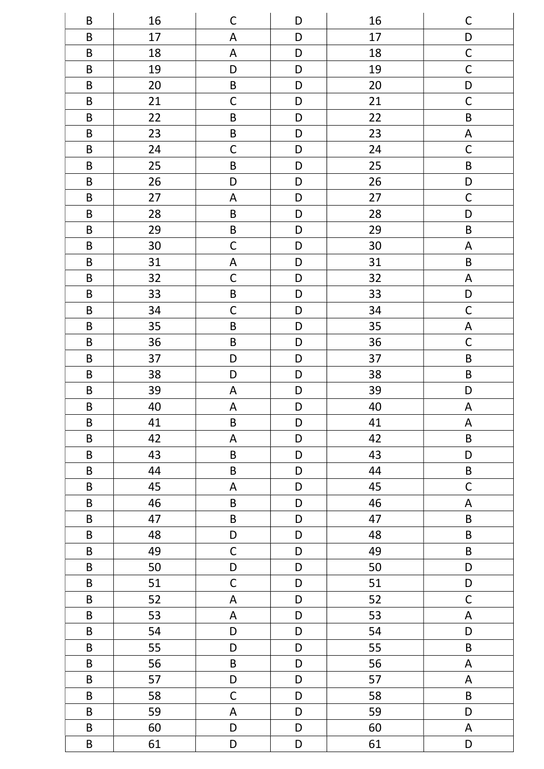| B | 16 | C | D | 16 | C |
|---|---|---|---|---|---|
| B | 17 | A | D | 17 | D |
| B | 18 | A | D | 18 | C |
| B | 19 | D | D | 19 | C |
| B | 20 | B | D | 20 | D |
| B | 21 | C | D | 21 | C |
| B | 22 | B | D | 22 | B |
| B | 23 | B | D | 23 | A |
| B | 24 | C | D | 24 | C |
| B | 25 | B | D | 25 | B |
| B | 26 | D | D | 26 | D |
| B | 27 | A | D | 27 | C |
| B | 28 | B | D | 28 | D |
| B | 29 | B | D | 29 | B |
| B | 30 | C | D | 30 | A |
| B | 31 | A | D | 31 | B |
| B | 32 | C | D | 32 | A |
| B | 33 | B | D | 33 | D |
| B | 34 | C | D | 34 | C |
| B | 35 | B | D | 35 | A |
| B | 36 | B | D | 36 | C |
| B | 37 | D | D | 37 | B |
| B | 38 | D | D | 38 | B |
| B | 39 | A | D | 39 | D |
| B | 40 | A | D | 40 | A |
| B | 41 | B | D | 41 | A |
| B | 42 | A | D | 42 | B |
| B | 43 | B | D | 43 | D |
| B | 44 | B | D | 44 | B |
| B | 45 | A | D | 45 | C |
| B | 46 | B | D | 46 | A |
| B | 47 | B | D | 47 | B |
| B | 48 | D | D | 48 | B |
| B | 49 | C | D | 49 | B |
| B | 50 | D | D | 50 | D |
| B | 51 | C | D | 51 | D |
| B | 52 | A | D | 52 | C |
| B | 53 | A | D | 53 | A |
| B | 54 | D | D | 54 | D |
| B | 55 | D | D | 55 | B |
| B | 56 | B | D | 56 | A |
| B | 57 | D | D | 57 | A |
| B | 58 | C | D | 58 | B |
| B | 59 | A | D | 59 | D |
| B | 60 | D | D | 60 | A |
| B | 61 | D | D | 61 | D |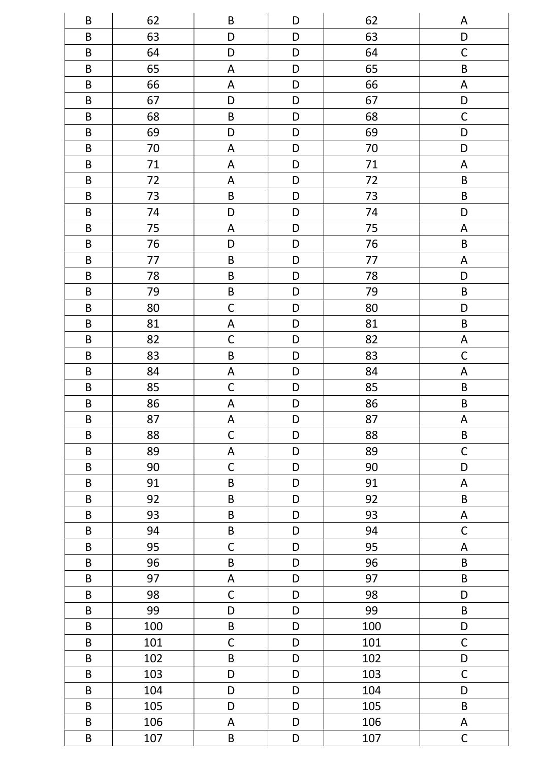| B | 62 | B | D | 62 | A |
|---|---|---|---|---|---|
| B | 63 | D | D | 63 | D |
| B | 64 | D | D | 64 | C |
| B | 65 | A | D | 65 | B |
| B | 66 | A | D | 66 | A |
| B | 67 | D | D | 67 | D |
| B | 68 | B | D | 68 | C |
| B | 69 | D | D | 69 | D |
| B | 70 | A | D | 70 | D |
| B | 71 | A | D | 71 | A |
| B | 72 | A | D | 72 | B |
| B | 73 | B | D | 73 | B |
| B | 74 | D | D | 74 | D |
| B | 75 | A | D | 75 | A |
| B | 76 | D | D | 76 | B |
| B | 77 | B | D | 77 | A |
| B | 78 | B | D | 78 | D |
| B | 79 | B | D | 79 | B |
| B | 80 | C | D | 80 | D |
| B | 81 | A | D | 81 | B |
| B | 82 | C | D | 82 | A |
| B | 83 | B | D | 83 | C |
| B | 84 | A | D | 84 | A |
| B | 85 | C | D | 85 | B |
| B | 86 | A | D | 86 | B |
| B | 87 | A | D | 87 | A |
| B | 88 | C | D | 88 | B |
| B | 89 | A | D | 89 | C |
| B | 90 | C | D | 90 | D |
| B | 91 | B | D | 91 | A |
| B | 92 | B | D | 92 | B |
| B | 93 | B | D | 93 | A |
| B | 94 | B | D | 94 | C |
| B | 95 | C | D | 95 | A |
| B | 96 | B | D | 96 | B |
| B | 97 | A | D | 97 | B |
| B | 98 | C | D | 98 | D |
| B | 99 | D | D | 99 | B |
| B | 100 | B | D | 100 | D |
| B | 101 | C | D | 101 | C |
| B | 102 | B | D | 102 | D |
| B | 103 | D | D | 103 | C |
| B | 104 | D | D | 104 | D |
| B | 105 | D | D | 105 | B |
| B | 106 | A | D | 106 | A |
| B | 107 | B | D | 107 | C |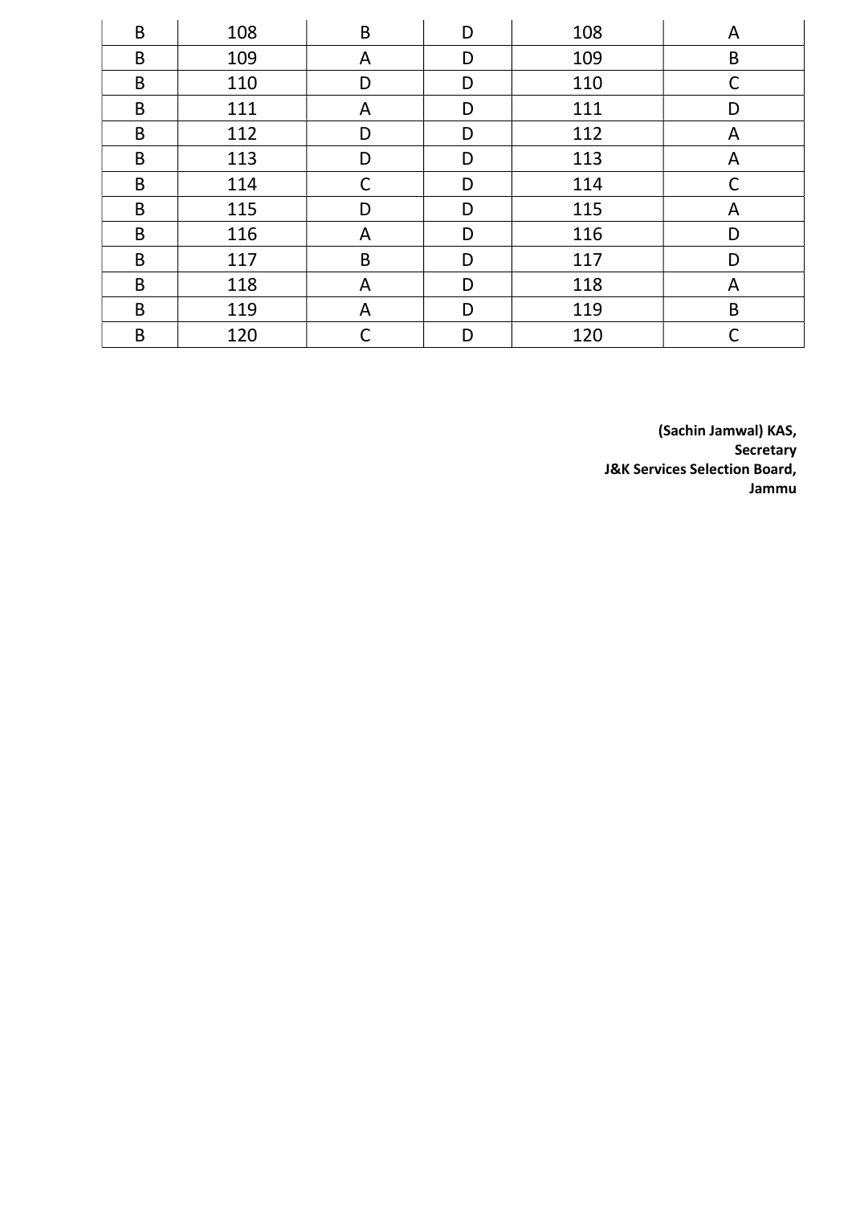| | | | | | |
|---|---|---|---|---|---|
| B | 108 | B | D | 108 | A |
| B | 109 | A | D | 109 | B |
| B | 110 | D | D | 110 | C |
| B | 111 | A | D | 111 | D |
| B | 112 | D | D | 112 | A |
| B | 113 | D | D | 113 | A |
| B | 114 | C | D | 114 | C |
| B | 115 | D | D | 115 | A |
| B | 116 | A | D | 116 | D |
| B | 117 | B | D | 117 | D |
| B | 118 | A | D | 118 | A |
| B | 119 | A | D | 119 | B |
| B | 120 | C | D | 120 | C |

**(Sachin Jamwal) KAS,**
**Secretary**
**J&K Services Selection Board,**
**Jammu**